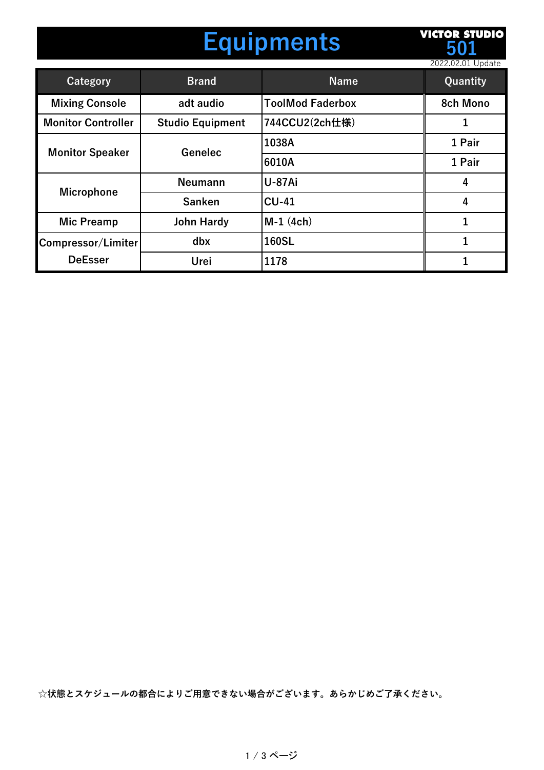# Equipments

VICTOR STUDIO 501

2022.02.01 Update

| Category | Brand | Name | Quantity |
|---|---|---|---|
| Mixing Console | adt audio | ToolMod Faderbox | 8ch Mono |
| Monitor Controller | Studio Equipment | 744CCU2(2ch仕様) | 1 |
| Monitor Speaker | Genelec | 1038A | 1 Pair |
| | | 6010A | 1 Pair |
| Microphone | Neumann | U-87Ai | 4 |
| | Sanken | CU-41 | 4 |
| Mic Preamp | John Hardy | M-1 (4ch) | 1 |
| Compressor/Limiter DeEsser | dbx | 160SL | 1 |
| | Urei | 1178 | 1 |

☆状態とスケジュールの都合によりご用意できない場合がございます。あらかじめご了承ください。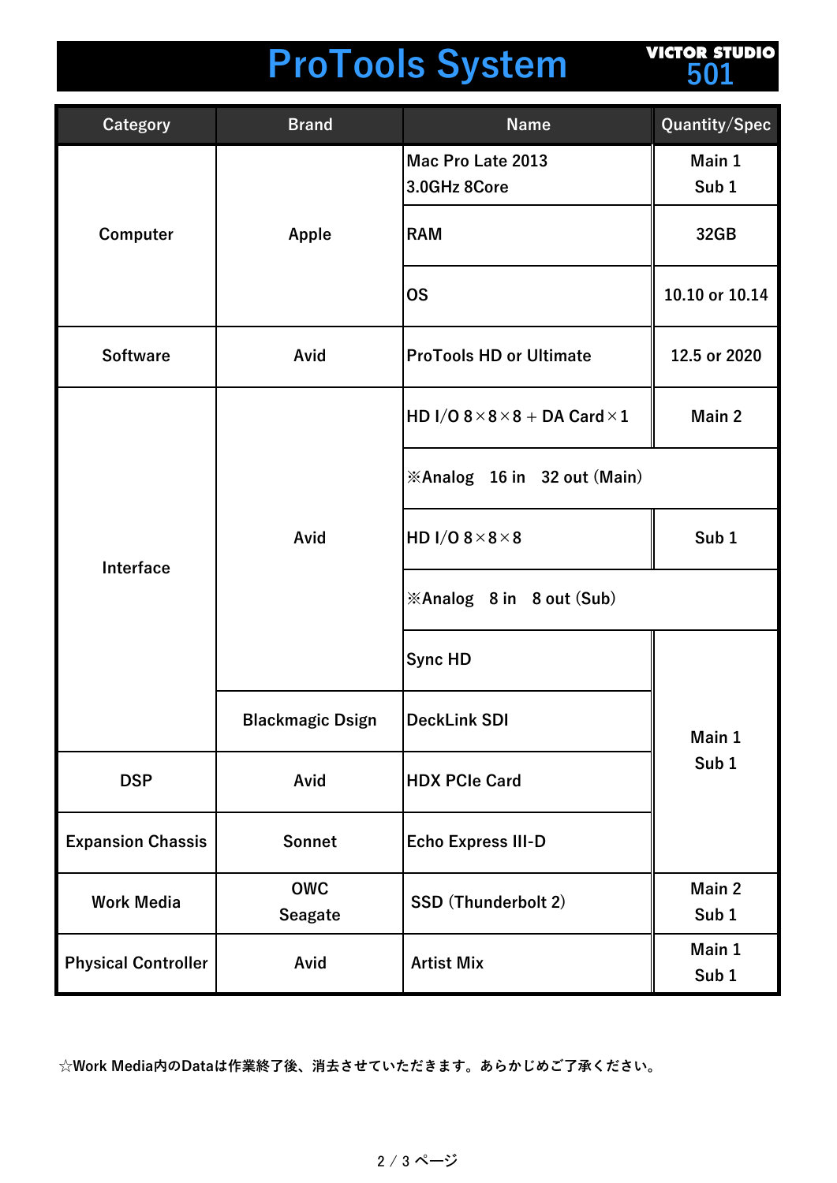# ProTools System

VICTOR STUDIO 501

| Category | Brand | Name | Quantity/Spec |
| --- | --- | --- | --- |
| Computer | Apple | Mac Pro Late 2013<br>3.0GHz 8Core | Main 1<br>Sub 1 |
| | | RAM | 32GB |
| | | OS | 10.10 or 10.14 |
| Software | Avid | ProTools HD or Ultimate | 12.5 or 2020 |
| Interface | Avid | HD I/O 8×8×8 + DA Card×1 | Main 2 |
| | | ※Analog　16 in　32 out (Main) | |
| | | HD I/O 8×8×8 | Sub 1 |
| | | ※Analog　8 in　8 out (Sub) | |
| | | Sync HD | Main 1<br>Sub 1 |
| | Blackmagic Dsign | DeckLink SDI | |
| DSP | Avid | HDX PCIe Card | |
| Expansion Chassis | Sonnet | Echo Express III-D | |
| Work Media | OWC<br>Seagate | SSD (Thunderbolt 2) | Main 2<br>Sub 1 |
| Physical Controller | Avid | Artist Mix | Main 1<br>Sub 1 |

☆Work Media内のDataは作業終了後、消去させていただきます。あらかじめご了承ください。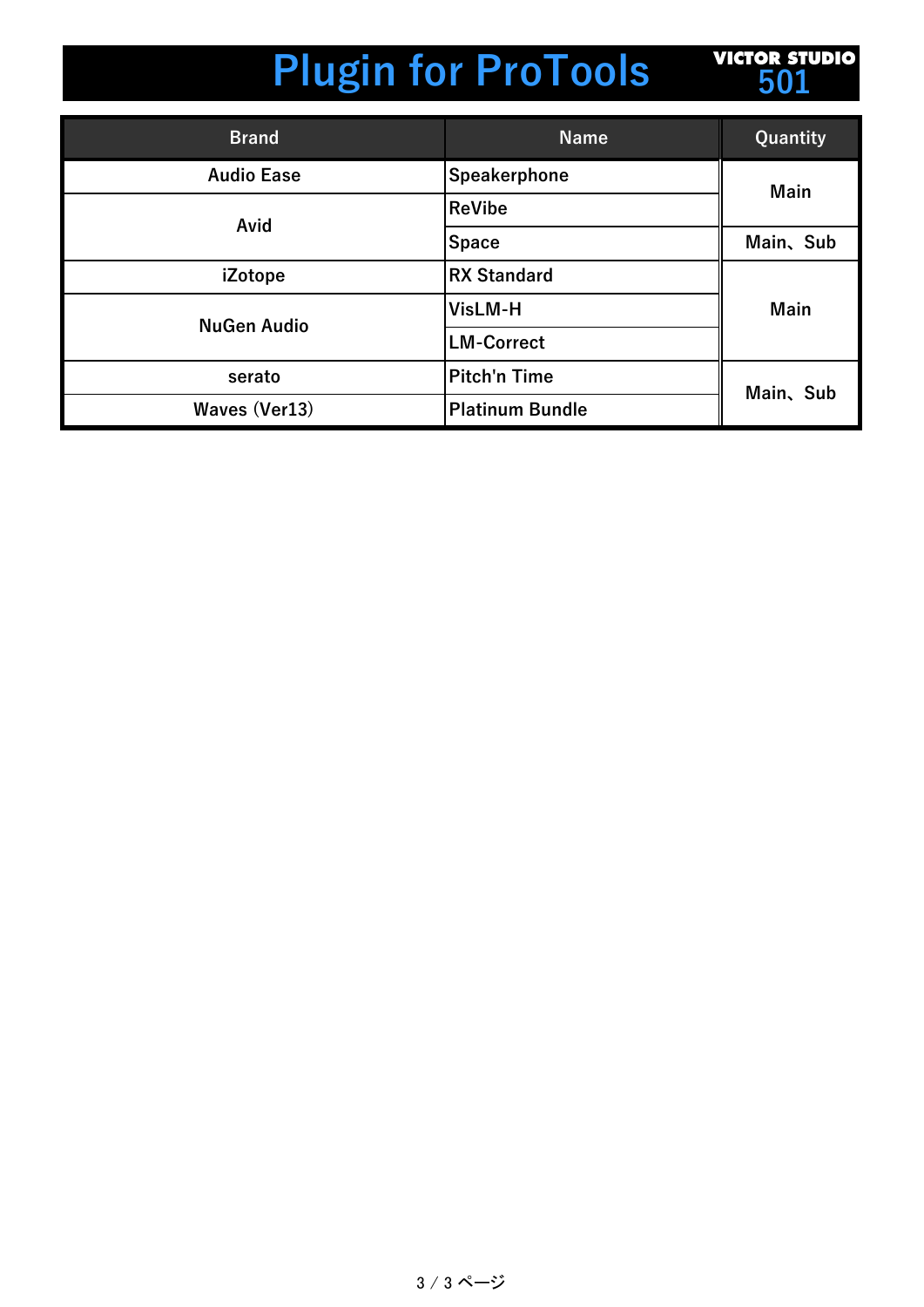# Plugin for ProTools

VICTOR STUDIO 501

| Brand | Name | Quantity |
| --- | --- | --- |
| Audio Ease | Speakerphone | Main |
| Avid | ReVibe | |
| | Space | Main、Sub |
| iZotope | RX Standard | Main |
| NuGen Audio | VisLM-H | |
| | LM-Correct | |
| serato | Pitch'n Time | Main、Sub |
| Waves (Ver13) | Platinum Bundle | |